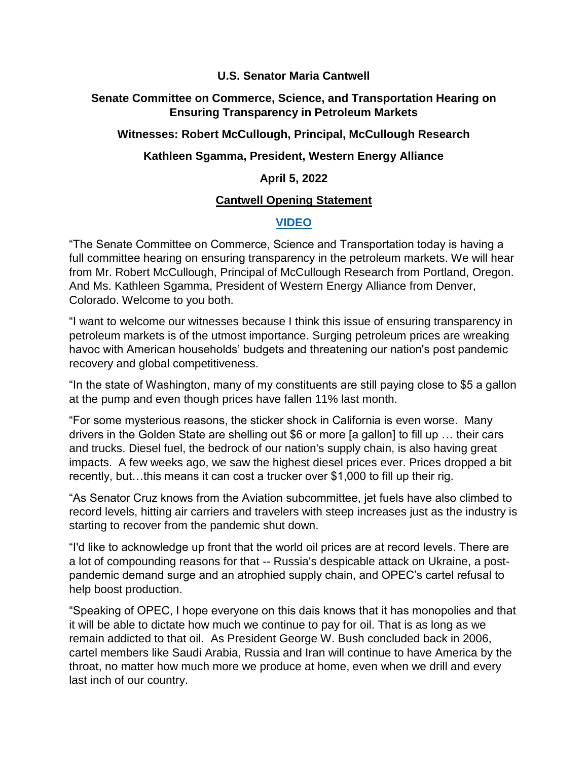**U.S. Senator Maria Cantwell**

**Senate Committee on Commerce, Science, and Transportation Hearing on Ensuring Transparency in Petroleum Markets**

**Witnesses: Robert McCullough, Principal, McCullough Research**

**Kathleen Sgamma, President, Western Energy Alliance**

**April 5, 2022**

**Cantwell Opening Statement**

**VIDEO**

"The Senate Committee on Commerce, Science and Transportation today is having a full committee hearing on ensuring transparency in the petroleum markets. We will hear from Mr. Robert McCullough, Principal of McCullough Research from Portland, Oregon. And Ms. Kathleen Sgamma, President of Western Energy Alliance from Denver, Colorado. Welcome to you both.

"I want to welcome our witnesses because I think this issue of ensuring transparency in petroleum markets is of the utmost importance. Surging petroleum prices are wreaking havoc with American households' budgets and threatening our nation's post pandemic recovery and global competitiveness.

"In the state of Washington, many of my constituents are still paying close to $5 a gallon at the pump and even though prices have fallen 11% last month.

"For some mysterious reasons, the sticker shock in California is even worse. Many drivers in the Golden State are shelling out $6 or more [a gallon] to fill up … their cars and trucks. Diesel fuel, the bedrock of our nation's supply chain, is also having great impacts. A few weeks ago, we saw the highest diesel prices ever. Prices dropped a bit recently, but…this means it can cost a trucker over $1,000 to fill up their rig.

"As Senator Cruz knows from the Aviation subcommittee, jet fuels have also climbed to record levels, hitting air carriers and travelers with steep increases just as the industry is starting to recover from the pandemic shut down.

"I'd like to acknowledge up front that the world oil prices are at record levels. There are a lot of compounding reasons for that -- Russia's despicable attack on Ukraine, a post-pandemic demand surge and an atrophied supply chain, and OPEC's cartel refusal to help boost production.

"Speaking of OPEC, I hope everyone on this dais knows that it has monopolies and that it will be able to dictate how much we continue to pay for oil. That is as long as we remain addicted to that oil. As President George W. Bush concluded back in 2006, cartel members like Saudi Arabia, Russia and Iran will continue to have America by the throat, no matter how much more we produce at home, even when we drill and every last inch of our country.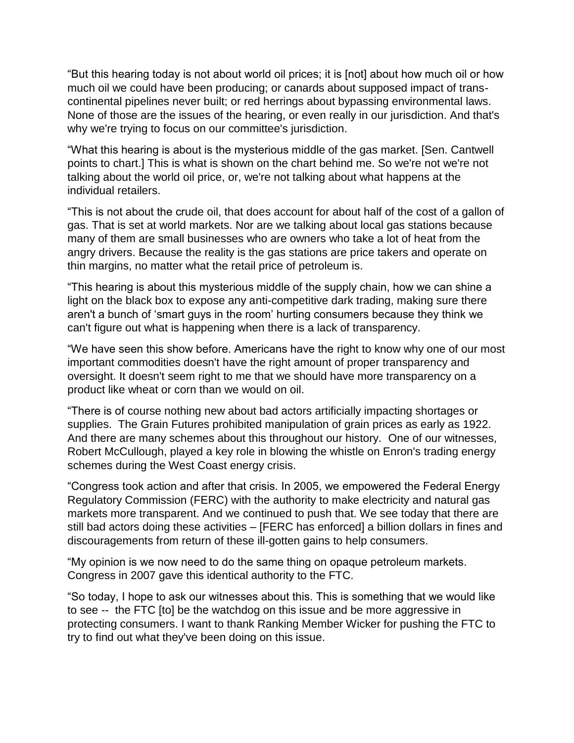"But this hearing today is not about world oil prices; it is [not] about how much oil or how much oil we could have been producing; or canards about supposed impact of trans-continental pipelines never built; or red herrings about bypassing environmental laws. None of those are the issues of the hearing, or even really in our jurisdiction. And that's why we're trying to focus on our committee's jurisdiction.

"What this hearing is about is the mysterious middle of the gas market. [Sen. Cantwell points to chart.] This is what is shown on the chart behind me. So we're not we're not talking about the world oil price, or, we're not talking about what happens at the individual retailers.

"This is not about the crude oil, that does account for about half of the cost of a gallon of gas. That is set at world markets. Nor are we talking about local gas stations because many of them are small businesses who are owners who take a lot of heat from the angry drivers. Because the reality is the gas stations are price takers and operate on thin margins, no matter what the retail price of petroleum is.

"This hearing is about this mysterious middle of the supply chain, how we can shine a light on the black box to expose any anti-competitive dark trading, making sure there aren't a bunch of 'smart guys in the room' hurting consumers because they think we can't figure out what is happening when there is a lack of transparency.

"We have seen this show before. Americans have the right to know why one of our most important commodities doesn't have the right amount of proper transparency and oversight. It doesn't seem right to me that we should have more transparency on a product like wheat or corn than we would on oil.

"There is of course nothing new about bad actors artificially impacting shortages or supplies. The Grain Futures prohibited manipulation of grain prices as early as 1922. And there are many schemes about this throughout our history. One of our witnesses, Robert McCullough, played a key role in blowing the whistle on Enron's trading energy schemes during the West Coast energy crisis.

"Congress took action and after that crisis. In 2005, we empowered the Federal Energy Regulatory Commission (FERC) with the authority to make electricity and natural gas markets more transparent. And we continued to push that. We see today that there are still bad actors doing these activities – [FERC has enforced] a billion dollars in fines and discouragements from return of these ill-gotten gains to help consumers.

"My opinion is we now need to do the same thing on opaque petroleum markets. Congress in 2007 gave this identical authority to the FTC.

"So today, I hope to ask our witnesses about this. This is something that we would like to see -- the FTC [to] be the watchdog on this issue and be more aggressive in protecting consumers. I want to thank Ranking Member Wicker for pushing the FTC to try to find out what they've been doing on this issue.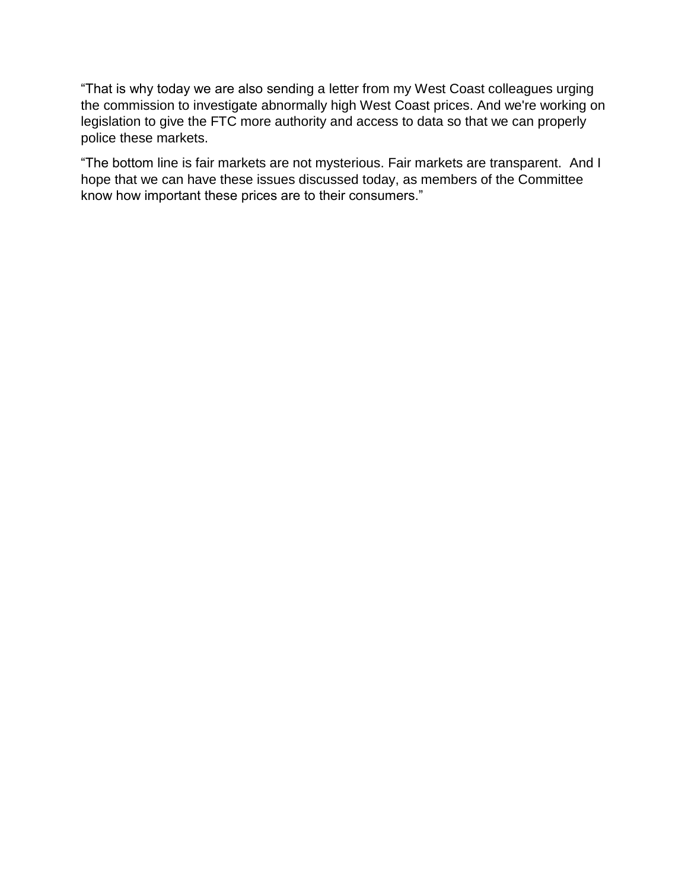"That is why today we are also sending a letter from my West Coast colleagues urging the commission to investigate abnormally high West Coast prices. And we're working on legislation to give the FTC more authority and access to data so that we can properly police these markets.

"The bottom line is fair markets are not mysterious. Fair markets are transparent. And I hope that we can have these issues discussed today, as members of the Committee know how important these prices are to their consumers."